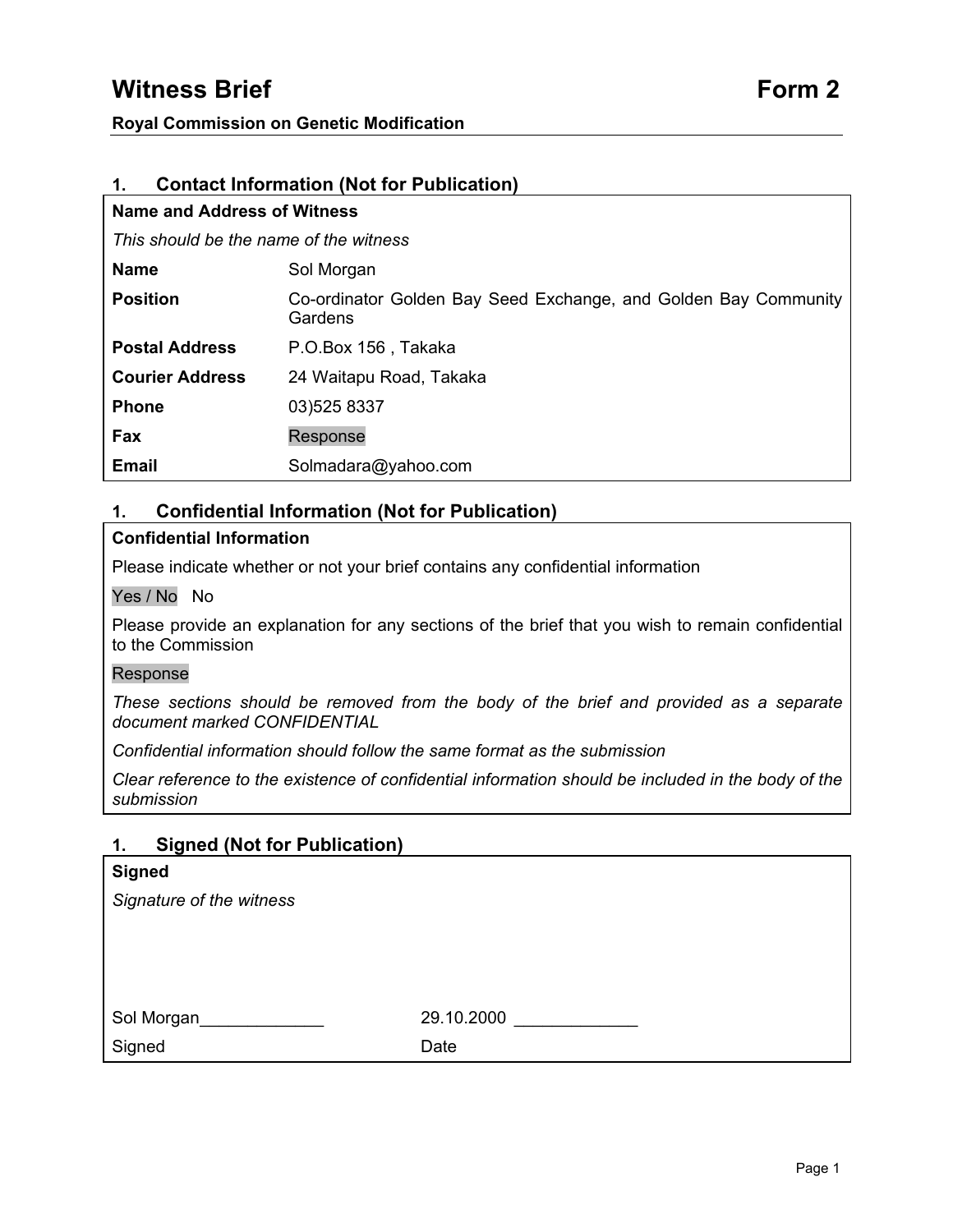# Witness Brief Form 2

**Royal Commission on Genetic Modification**

## 1. Contact Information (Not for Publication)

**Name and Address of Witness**

*This should be the name of the witness*

| | |
|---|---|
| **Name** | Sol Morgan |
| **Position** | Co-ordinator Golden Bay Seed Exchange, and Golden Bay Community Gardens |
| **Postal Address** | P.O.Box 156 , Takaka |
| **Courier Address** | 24 Waitapu Road, Takaka |
| **Phone** | 03)525 8337 |
| **Fax** | Response |
| **Email** | Solmadara@yahoo.com |

## 1. Confidential Information (Not for Publication)

**Confidential Information**

Please indicate whether or not your brief contains any confidential information

Yes / No No

Please provide an explanation for any sections of the brief that you wish to remain confidential to the Commission

Response

*These sections should be removed from the body of the brief and provided as a separate document marked CONFIDENTIAL*

*Confidential information should follow the same format as the submission*

*Clear reference to the existence of confidential information should be included in the body of the submission*

## 1. Signed (Not for Publication)

**Signed**

*Signature of the witness*

Sol Morgan_____________ 29.10.2000 _____________

Signed Date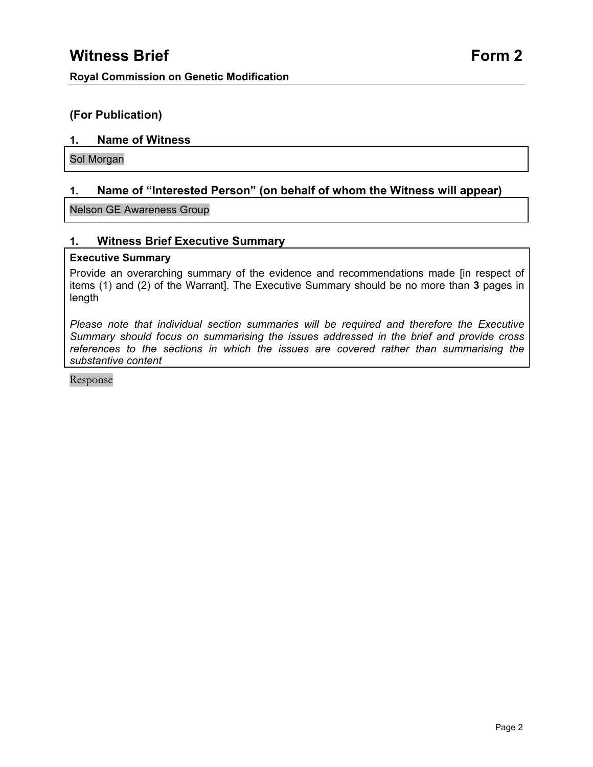# Witness Brief Form 2

**Royal Commission on Genetic Modification**

## (For Publication)

### 1. Name of Witness

Sol Morgan

### 1. Name of "Interested Person" (on behalf of whom the Witness will appear)

Nelson GE Awareness Group

### 1. Witness Brief Executive Summary

**Executive Summary**

Provide an overarching summary of the evidence and recommendations made [in respect of items (1) and (2) of the Warrant]. The Executive Summary should be no more than **3** pages in length

*Please note that individual section summaries will be required and therefore the Executive Summary should focus on summarising the issues addressed in the brief and provide cross references to the sections in which the issues are covered rather than summarising the substantive content*

Response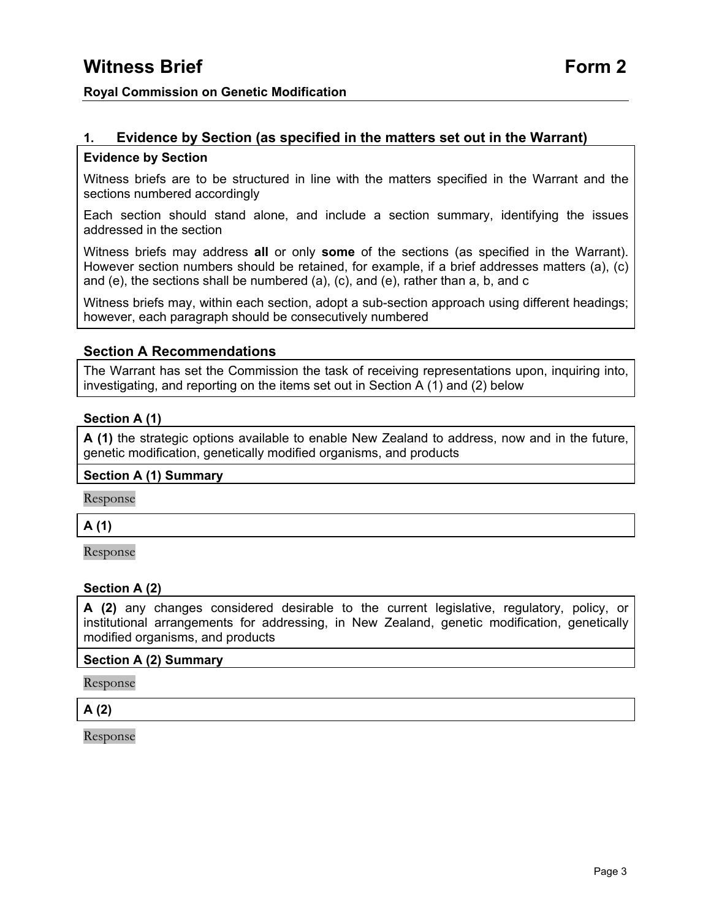# Witness Brief Form 2

**Royal Commission on Genetic Modification**

## 1. Evidence by Section (as specified in the matters set out in the Warrant)

**Evidence by Section**

Witness briefs are to be structured in line with the matters specified in the Warrant and the sections numbered accordingly

Each section should stand alone, and include a section summary, identifying the issues addressed in the section

Witness briefs may address **all** or only **some** of the sections (as specified in the Warrant). However section numbers should be retained, for example, if a brief addresses matters (a), (c) and (e), the sections shall be numbered (a), (c), and (e), rather than a, b, and c

Witness briefs may, within each section, adopt a sub-section approach using different headings; however, each paragraph should be consecutively numbered

### Section A Recommendations

The Warrant has set the Commission the task of receiving representations upon, inquiring into, investigating, and reporting on the items set out in Section A (1) and (2) below

#### Section A (1)

**A (1)** the strategic options available to enable New Zealand to address, now and in the future, genetic modification, genetically modified organisms, and products

**Section A (1) Summary**

Response

**A (1)**

Response

#### Section A (2)

**A (2)** any changes considered desirable to the current legislative, regulatory, policy, or institutional arrangements for addressing, in New Zealand, genetic modification, genetically modified organisms, and products

**Section A (2) Summary**

Response

**A (2)**

Response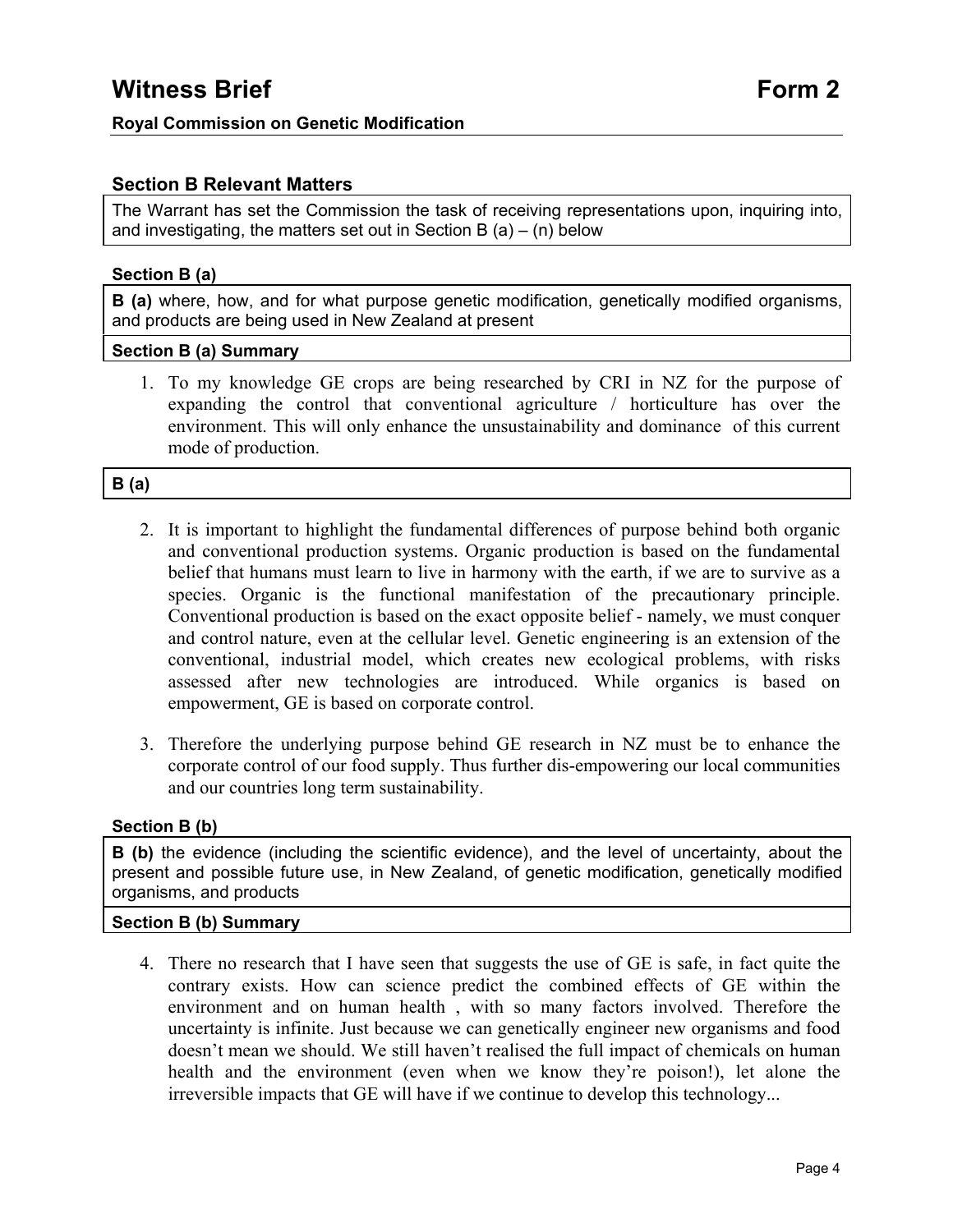# Witness Brief Form 2

**Royal Commission on Genetic Modification**

## Section B Relevant Matters

The Warrant has set the Commission the task of receiving representations upon, inquiring into, and investigating, the matters set out in Section B (a) – (n) below

### Section B (a)

**B (a)** where, how, and for what purpose genetic modification, genetically modified organisms, and products are being used in New Zealand at present

**Section B (a) Summary**

1. To my knowledge GE crops are being researched by CRI in NZ for the purpose of expanding the control that conventional agriculture / horticulture has over the environment. This will only enhance the unsustainability and dominance of this current mode of production.

**B (a)**

2. It is important to highlight the fundamental differences of purpose behind both organic and conventional production systems. Organic production is based on the fundamental belief that humans must learn to live in harmony with the earth, if we are to survive as a species. Organic is the functional manifestation of the precautionary principle. Conventional production is based on the exact opposite belief - namely, we must conquer and control nature, even at the cellular level. Genetic engineering is an extension of the conventional, industrial model, which creates new ecological problems, with risks assessed after new technologies are introduced. While organics is based on empowerment, GE is based on corporate control.

3. Therefore the underlying purpose behind GE research in NZ must be to enhance the corporate control of our food supply. Thus further dis-empowering our local communities and our countries long term sustainability.

### Section B (b)

**B (b)** the evidence (including the scientific evidence), and the level of uncertainty, about the present and possible future use, in New Zealand, of genetic modification, genetically modified organisms, and products

**Section B (b) Summary**

4. There no research that I have seen that suggests the use of GE is safe, in fact quite the contrary exists. How can science predict the combined effects of GE within the environment and on human health , with so many factors involved. Therefore the uncertainty is infinite. Just because we can genetically engineer new organisms and food doesn't mean we should. We still haven't realised the full impact of chemicals on human health and the environment (even when we know they're poison!), let alone the irreversible impacts that GE will have if we continue to develop this technology...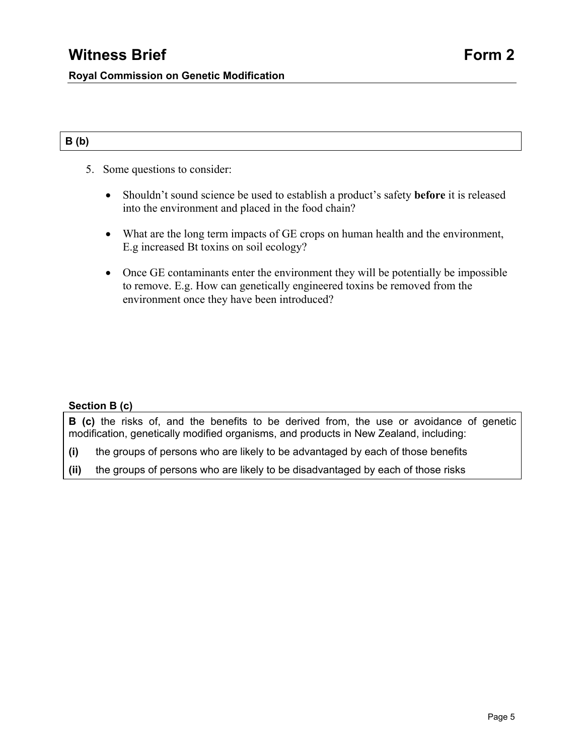**B (b)**

5. Some questions to consider:

   - Shouldn't sound science be used to establish a product's safety **before** it is released into the environment and placed in the food chain?

   - What are the long term impacts of GE crops on human health and the environment, E.g increased Bt toxins on soil ecology?

   - Once GE contaminants enter the environment they will be potentially be impossible to remove. E.g. How can genetically engineered toxins be removed from the environment once they have been introduced?

**Section B (c)**

**B (c)** the risks of, and the benefits to be derived from, the use or avoidance of genetic modification, genetically modified organisms, and products in New Zealand, including:

**(i)** the groups of persons who are likely to be advantaged by each of those benefits

**(ii)** the groups of persons who are likely to be disadvantaged by each of those risks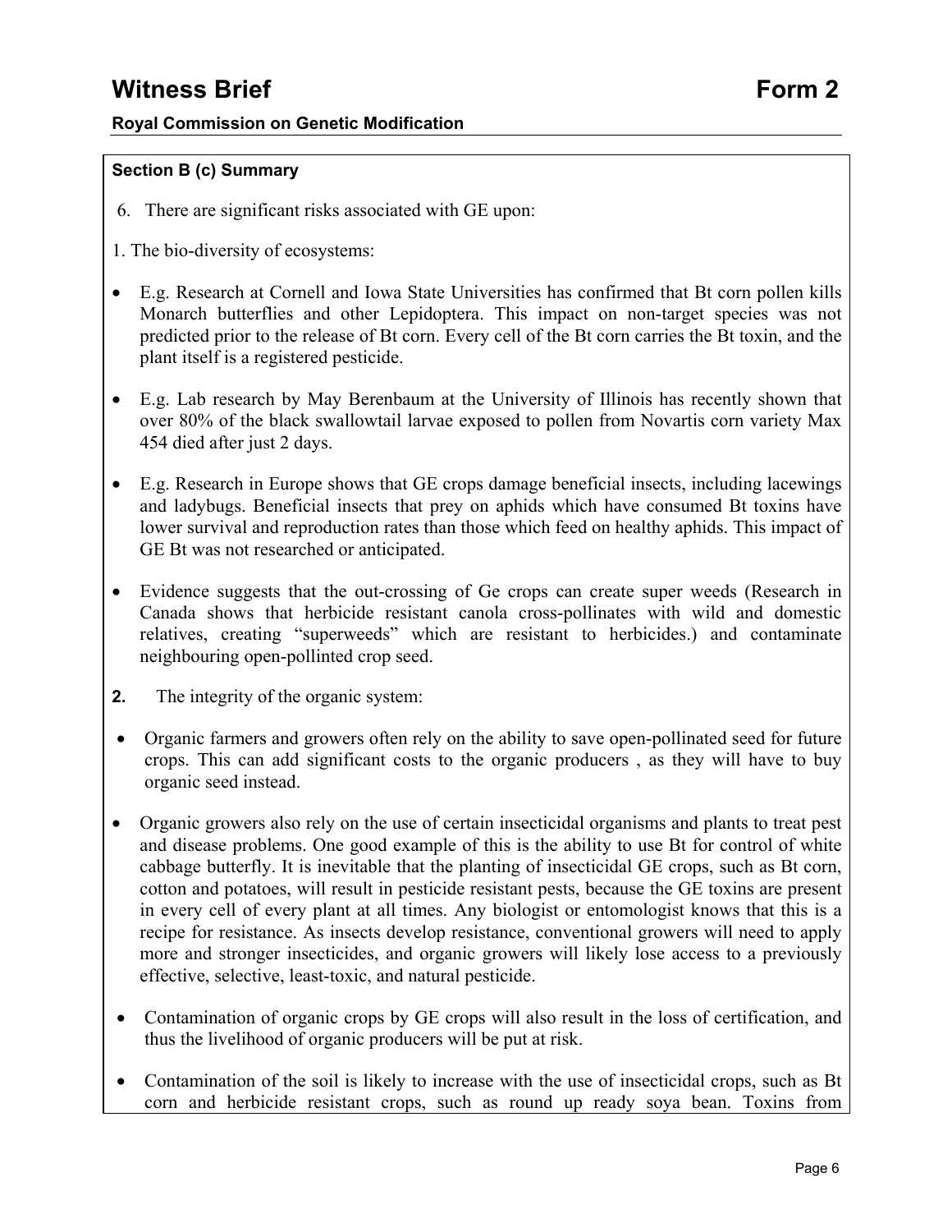# Witness Brief Form 2

**Royal Commission on Genetic Modification**

**Section B (c) Summary**

6. There are significant risks associated with GE upon:

1. The bio-diversity of ecosystems:

- E.g. Research at Cornell and Iowa State Universities has confirmed that Bt corn pollen kills Monarch butterflies and other Lepidoptera. This impact on non-target species was not predicted prior to the release of Bt corn. Every cell of the Bt corn carries the Bt toxin, and the plant itself is a registered pesticide.
- E.g. Lab research by May Berenbaum at the University of Illinois has recently shown that over 80% of the black swallowtail larvae exposed to pollen from Novartis corn variety Max 454 died after just 2 days.
- E.g. Research in Europe shows that GE crops damage beneficial insects, including lacewings and ladybugs. Beneficial insects that prey on aphids which have consumed Bt toxins have lower survival and reproduction rates than those which feed on healthy aphids. This impact of GE Bt was not researched or anticipated.
- Evidence suggests that the out-crossing of Ge crops can create super weeds (Research in Canada shows that herbicide resistant canola cross-pollinates with wild and domestic relatives, creating "superweeds" which are resistant to herbicides.) and contaminate neighbouring open-pollinted crop seed.

**2.** The integrity of the organic system:

- Organic farmers and growers often rely on the ability to save open-pollinated seed for future crops. This can add significant costs to the organic producers , as they will have to buy organic seed instead.
- Organic growers also rely on the use of certain insecticidal organisms and plants to treat pest and disease problems. One good example of this is the ability to use Bt for control of white cabbage butterfly. It is inevitable that the planting of insecticidal GE crops, such as Bt corn, cotton and potatoes, will result in pesticide resistant pests, because the GE toxins are present in every cell of every plant at all times. Any biologist or entomologist knows that this is a recipe for resistance. As insects develop resistance, conventional growers will need to apply more and stronger insecticides, and organic growers will likely lose access to a previously effective, selective, least-toxic, and natural pesticide.
- Contamination of organic crops by GE crops will also result in the loss of certification, and thus the livelihood of organic producers will be put at risk.
- Contamination of the soil is likely to increase with the use of insecticidal crops, such as Bt corn and herbicide resistant crops, such as round up ready soya bean. Toxins from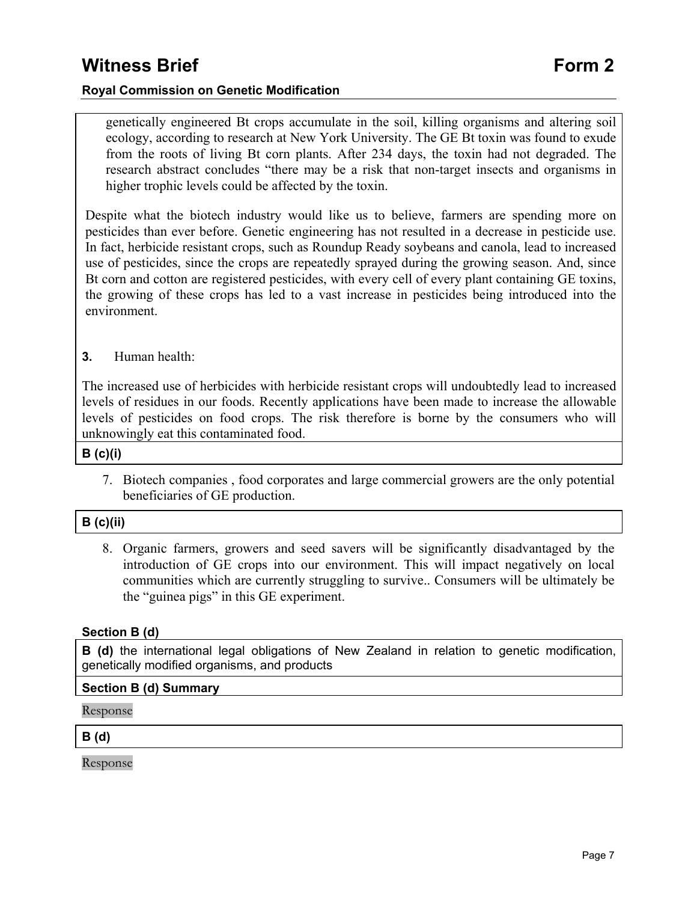genetically engineered Bt crops accumulate in the soil, killing organisms and altering soil ecology, according to research at New York University. The GE Bt toxin was found to exude from the roots of living Bt corn plants. After 234 days, the toxin had not degraded. The research abstract concludes "there may be a risk that non-target insects and organisms in higher trophic levels could be affected by the toxin.

Despite what the biotech industry would like us to believe, farmers are spending more on pesticides than ever before. Genetic engineering has not resulted in a decrease in pesticide use. In fact, herbicide resistant crops, such as Roundup Ready soybeans and canola, lead to increased use of pesticides, since the crops are repeatedly sprayed during the growing season. And, since Bt corn and cotton are registered pesticides, with every cell of every plant containing GE toxins, the growing of these crops has led to a vast increase in pesticides being introduced into the environment.

**3.** Human health:

The increased use of herbicides with herbicide resistant crops will undoubtedly lead to increased levels of residues in our foods. Recently applications have been made to increase the allowable levels of pesticides on food crops. The risk therefore is borne by the consumers who will unknowingly eat this contaminated food.

**B (c)(i)**

7. Biotech companies , food corporates and large commercial growers are the only potential beneficiaries of GE production.

**B (c)(ii)**

8. Organic farmers, growers and seed savers will be significantly disadvantaged by the introduction of GE crops into our environment. This will impact negatively on local communities which are currently struggling to survive.. Consumers will be ultimately be the "guinea pigs" in this GE experiment.

### Section B (d)

**B (d)** the international legal obligations of New Zealand in relation to genetic modification, genetically modified organisms, and products

**Section B (d) Summary**

Response

**B (d)**

Response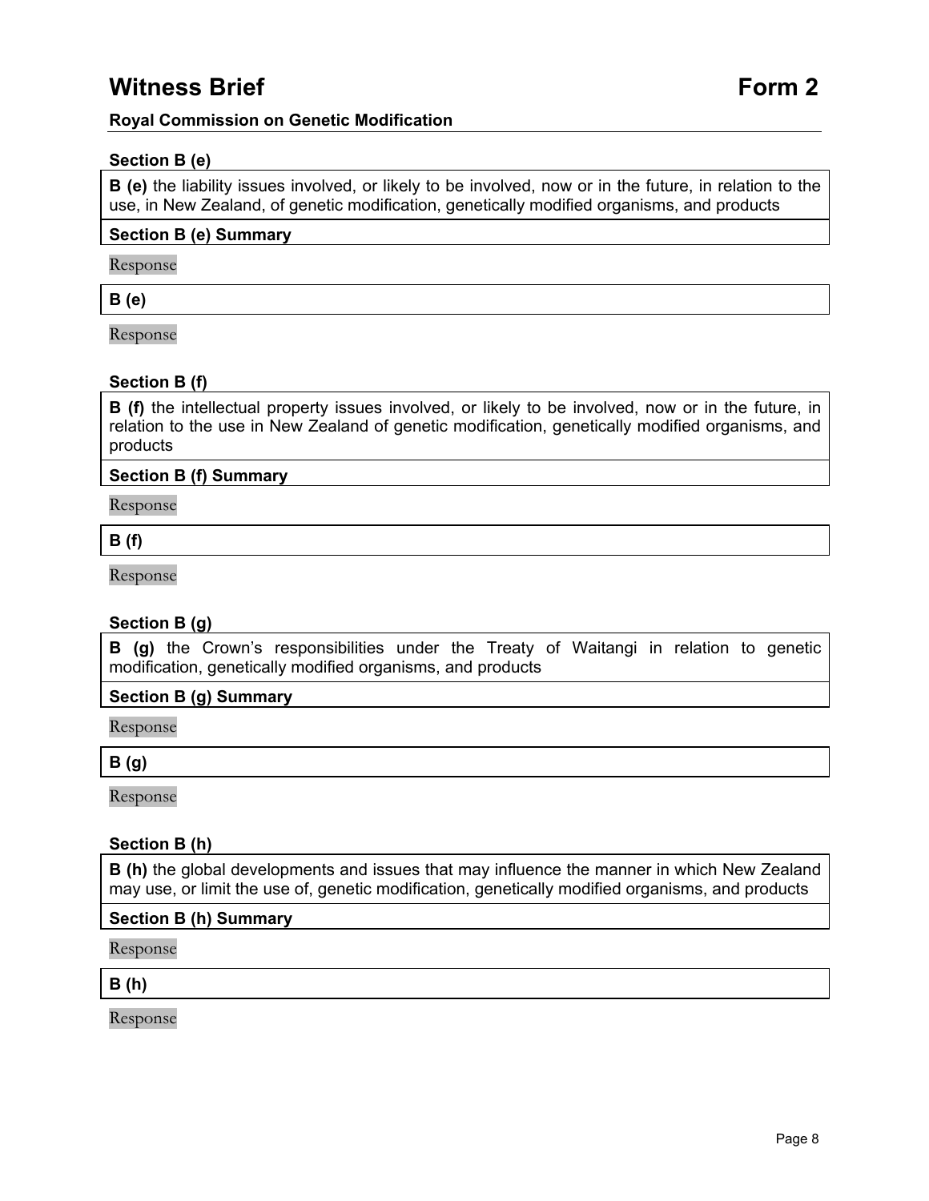## Witness Brief Form 2

**Royal Commission on Genetic Modification**

**Section B (e)**

**B (e)** the liability issues involved, or likely to be involved, now or in the future, in relation to the use, in New Zealand, of genetic modification, genetically modified organisms, and products

**Section B (e) Summary**

Response

**B (e)**

Response

**Section B (f)**

**B (f)** the intellectual property issues involved, or likely to be involved, now or in the future, in relation to the use in New Zealand of genetic modification, genetically modified organisms, and products

**Section B (f) Summary**

Response

**B (f)**

Response

**Section B (g)**

**B (g)** the Crown's responsibilities under the Treaty of Waitangi in relation to genetic modification, genetically modified organisms, and products

**Section B (g) Summary**

Response

**B (g)**

Response

**Section B (h)**

**B (h)** the global developments and issues that may influence the manner in which New Zealand may use, or limit the use of, genetic modification, genetically modified organisms, and products

**Section B (h) Summary**

Response

**B (h)**

Response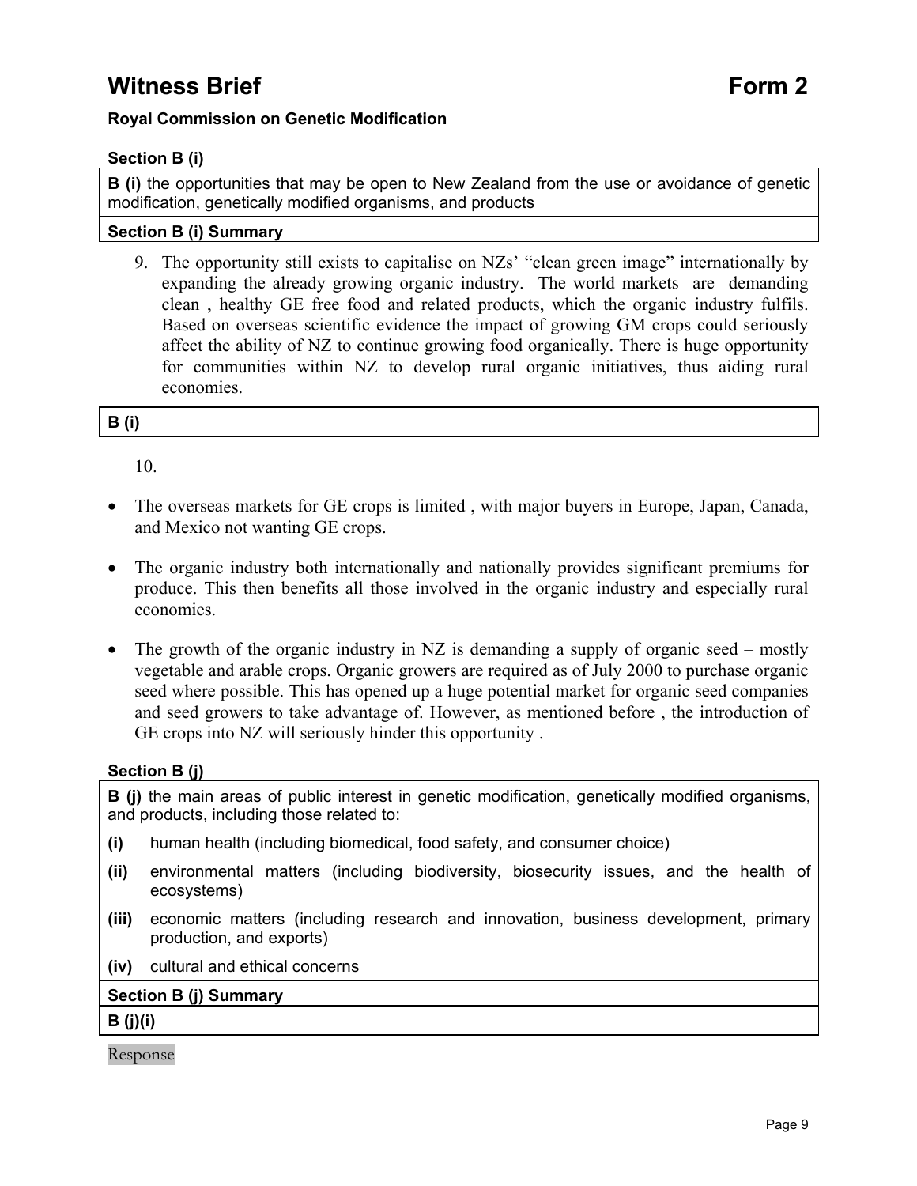# Witness Brief — Form 2

**Royal Commission on Genetic Modification**

**Section B (i)**

**B (i)** the opportunities that may be open to New Zealand from the use or avoidance of genetic modification, genetically modified organisms, and products

**Section B (i) Summary**

9. The opportunity still exists to capitalise on NZs' "clean green image" internationally by expanding the already growing organic industry. The world markets are demanding clean , healthy GE free food and related products, which the organic industry fulfils. Based on overseas scientific evidence the impact of growing GM crops could seriously affect the ability of NZ to continue growing food organically. There is huge opportunity for communities within NZ to develop rural organic initiatives, thus aiding rural economies.

**B (i)**

10.

- The overseas markets for GE crops is limited , with major buyers in Europe, Japan, Canada, and Mexico not wanting GE crops.
- The organic industry both internationally and nationally provides significant premiums for produce. This then benefits all those involved in the organic industry and especially rural economies.
- The growth of the organic industry in NZ is demanding a supply of organic seed – mostly vegetable and arable crops. Organic growers are required as of July 2000 to purchase organic seed where possible. This has opened up a huge potential market for organic seed companies and seed growers to take advantage of. However, as mentioned before , the introduction of GE crops into NZ will seriously hinder this opportunity .

**Section B (j)**

**B (j)** the main areas of public interest in genetic modification, genetically modified organisms, and products, including those related to:

**(i)** human health (including biomedical, food safety, and consumer choice)

**(ii)** environmental matters (including biodiversity, biosecurity issues, and the health of ecosystems)

**(iii)** economic matters (including research and innovation, business development, primary production, and exports)

**(iv)** cultural and ethical concerns

**Section B (j) Summary**

**B (j)(i)**

Response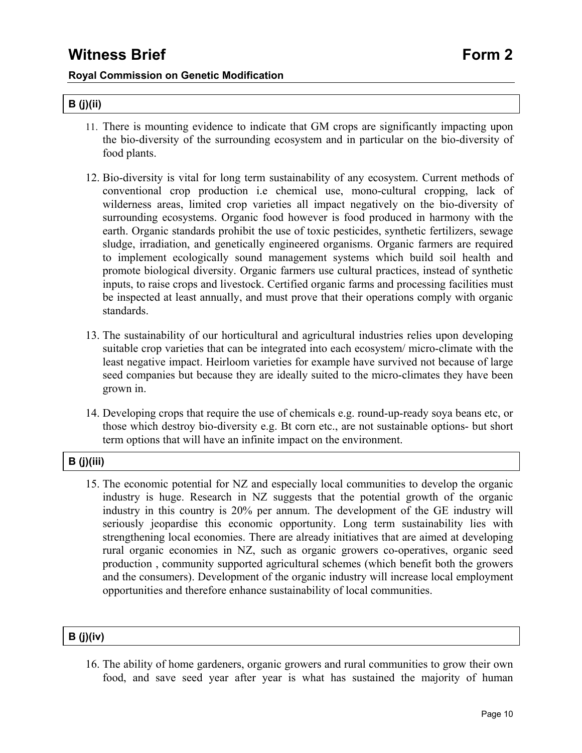**B (j)(ii)**

11. There is mounting evidence to indicate that GM crops are significantly impacting upon the bio-diversity of the surrounding ecosystem and in particular on the bio-diversity of food plants.

12. Bio-diversity is vital for long term sustainability of any ecosystem. Current methods of conventional crop production i.e chemical use, mono-cultural cropping, lack of wilderness areas, limited crop varieties all impact negatively on the bio-diversity of surrounding ecosystems. Organic food however is food produced in harmony with the earth. Organic standards prohibit the use of toxic pesticides, synthetic fertilizers, sewage sludge, irradiation, and genetically engineered organisms. Organic farmers are required to implement ecologically sound management systems which build soil health and promote biological diversity. Organic farmers use cultural practices, instead of synthetic inputs, to raise crops and livestock. Certified organic farms and processing facilities must be inspected at least annually, and must prove that their operations comply with organic standards.

13. The sustainability of our horticultural and agricultural industries relies upon developing suitable crop varieties that can be integrated into each ecosystem/ micro-climate with the least negative impact. Heirloom varieties for example have survived not because of large seed companies but because they are ideally suited to the micro-climates they have been grown in.

14. Developing crops that require the use of chemicals e.g. round-up-ready soya beans etc, or those which destroy bio-diversity e.g. Bt corn etc., are not sustainable options- but short term options that will have an infinite impact on the environment.

**B (j)(iii)**

15. The economic potential for NZ and especially local communities to develop the organic industry is huge. Research in NZ suggests that the potential growth of the organic industry in this country is 20% per annum. The development of the GE industry will seriously jeopardise this economic opportunity. Long term sustainability lies with strengthening local economies. There are already initiatives that are aimed at developing rural organic economies in NZ, such as organic growers co-operatives, organic seed production , community supported agricultural schemes (which benefit both the growers and the consumers). Development of the organic industry will increase local employment opportunities and therefore enhance sustainability of local communities.

**B (j)(iv)**

16. The ability of home gardeners, organic growers and rural communities to grow their own food, and save seed year after year is what has sustained the majority of human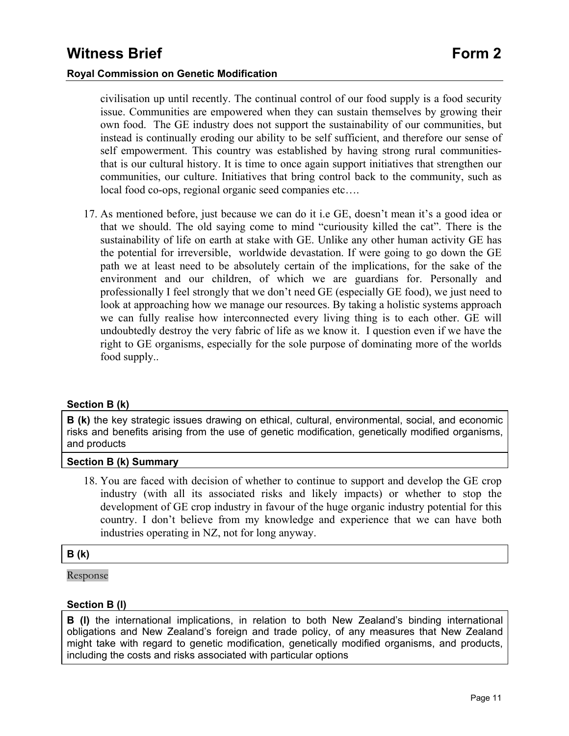civilisation up until recently. The continual control of our food supply is a food security issue. Communities are empowered when they can sustain themselves by growing their own food. The GE industry does not support the sustainability of our communities, but instead is continually eroding our ability to be self sufficient, and therefore our sense of self empowerment. This country was established by having strong rural communities- that is our cultural history. It is time to once again support initiatives that strengthen our communities, our culture. Initiatives that bring control back to the community, such as local food co-ops, regional organic seed companies etc….

17. As mentioned before, just because we can do it i.e GE, doesn't mean it's a good idea or that we should. The old saying come to mind "curiousity killed the cat". There is the sustainability of life on earth at stake with GE. Unlike any other human activity GE has the potential for irreversible, worldwide devastation. If were going to go down the GE path we at least need to be absolutely certain of the implications, for the sake of the environment and our children, of which we are guardians for. Personally and professionally I feel strongly that we don't need GE (especially GE food), we just need to look at approaching how we manage our resources. By taking a holistic systems approach we can fully realise how interconnected every living thing is to each other. GE will undoubtedly destroy the very fabric of life as we know it. I question even if we have the right to GE organisms, especially for the sole purpose of dominating more of the worlds food supply..

**Section B (k)**

**B (k)** the key strategic issues drawing on ethical, cultural, environmental, social, and economic risks and benefits arising from the use of genetic modification, genetically modified organisms, and products

**Section B (k) Summary**

18. You are faced with decision of whether to continue to support and develop the GE crop industry (with all its associated risks and likely impacts) or whether to stop the development of GE crop industry in favour of the huge organic industry potential for this country. I don't believe from my knowledge and experience that we can have both industries operating in NZ, not for long anyway.

**B (k)**

Response

**Section B (l)**

**B (l)** the international implications, in relation to both New Zealand's binding international obligations and New Zealand's foreign and trade policy, of any measures that New Zealand might take with regard to genetic modification, genetically modified organisms, and products, including the costs and risks associated with particular options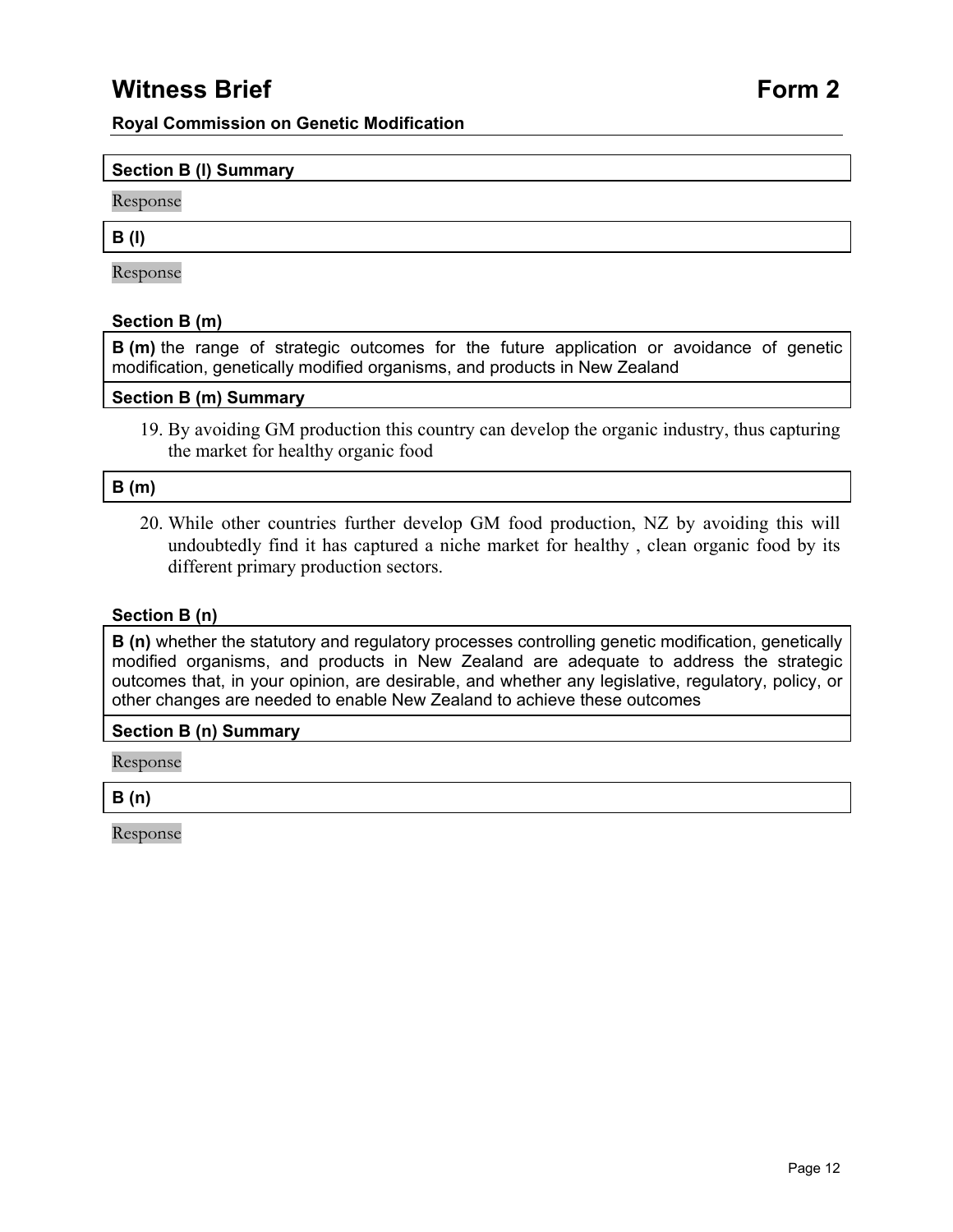# Witness Brief Form 2

**Royal Commission on Genetic Modification**

**Section B (l) Summary**

Response

**B (l)**

Response

**Section B (m)**

**B (m)** the range of strategic outcomes for the future application or avoidance of genetic modification, genetically modified organisms, and products in New Zealand

**Section B (m) Summary**

19. By avoiding GM production this country can develop the organic industry, thus capturing the market for healthy organic food

**B (m)**

20. While other countries further develop GM food production, NZ by avoiding this will undoubtedly find it has captured a niche market for healthy , clean organic food by its different primary production sectors.

**Section B (n)**

**B (n)** whether the statutory and regulatory processes controlling genetic modification, genetically modified organisms, and products in New Zealand are adequate to address the strategic outcomes that, in your opinion, are desirable, and whether any legislative, regulatory, policy, or other changes are needed to enable New Zealand to achieve these outcomes

**Section B (n) Summary**

Response

**B (n)**

Response